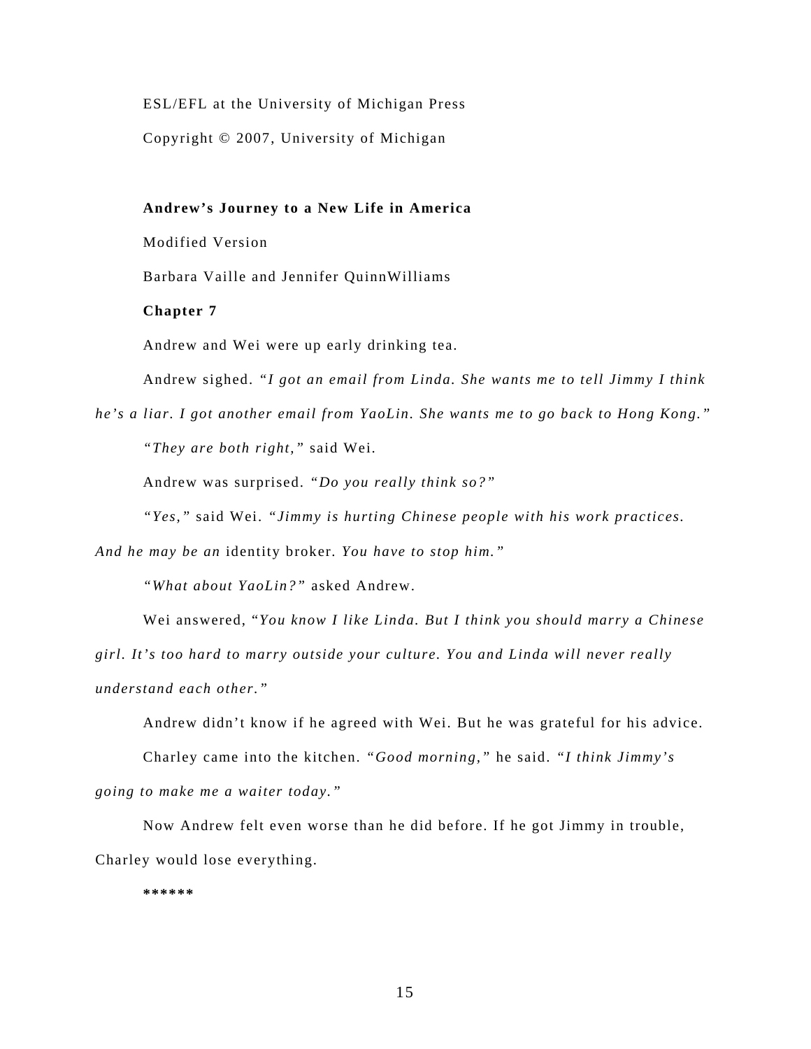ESL/EFL at the University of Michigan Press

Copyright © 2007, University of Michigan

**Andrew's Journey to a New Life in America**

Modified Version

Barbara Vaille and Jennifer QuinnWilliams

**Chapter 7**

Andrew and Wei were up early drinking tea.

Andrew sighed. *"I got an email from Linda. She wants me to tell Jimmy I think he's a liar. I got another email from YaoLin. She wants me to go back to Hong Kong."*

*"They are both right,"* said Wei.

Andrew was surprised. *"Do you really think so?"*

*"Yes,"* said Wei. *"Jimmy is hurting Chinese people with his work practices. And he may be an* identity broker. *You have to stop him."*

*"What about YaoLin?"* asked Andrew.

Wei answered, "*You know I like Linda. But I think you should marry a Chinese girl. It's too hard to marry outside your culture. You and Linda will never really understand each other."*

Andrew didn't know if he agreed with Wei. But he was grateful for his advice.

Charley came into the kitchen. *"Good morning,"* he said. *"I think Jimmy's going to make me a waiter today."*

Now Andrew felt even worse than he did before. If he got Jimmy in trouble, Charley would lose everything.

**\*\*\*\*\*\***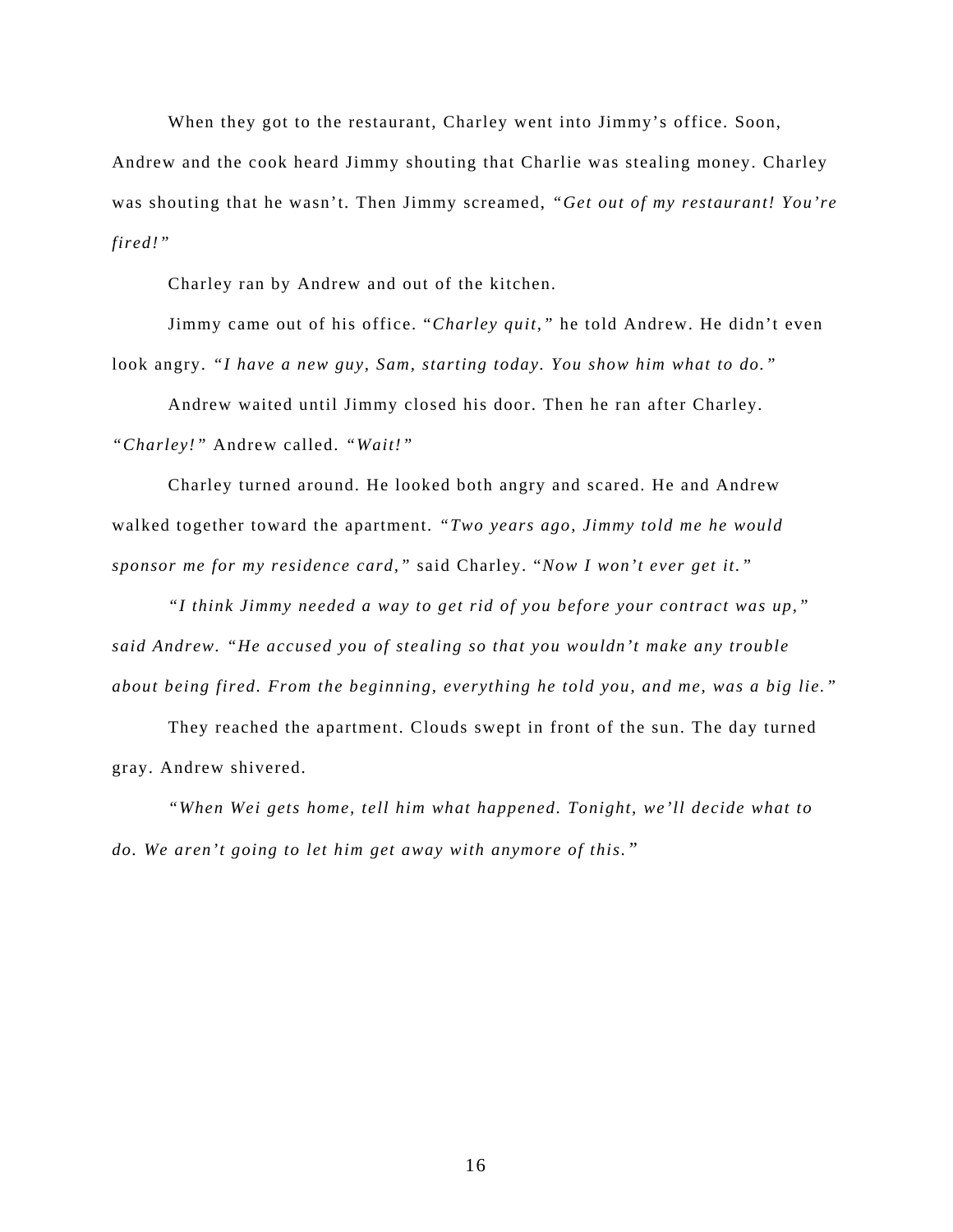When they got to the restaurant, Charley went into Jimmy's office. Soon, Andrew and the cook heard Jimmy shouting that Charlie was stealing money. Charley was shouting that he wasn't. Then Jimmy screamed, *"Get out of my restaurant! You're fired!"*

Charley ran by Andrew and out of the kitchen.

Jimmy came out of his office. "*Charley quit,"* he told Andrew. He didn't even look angry. *"I have a new guy, Sam, starting today. You show him what to do."*

Andrew waited until Jimmy closed his door. Then he ran after Charley. *"Charley!"* Andrew called. *"Wait!"*

Charley turned around. He looked both angry and scared. He and Andrew walked together toward the apartment. *"Two years ago, Jimmy told me he would sponsor me for my residence card,"* said Charley. "*Now I won't ever get it."*

*"I think Jimmy needed a way to get rid of you before your contract was up," said Andrew. "He accused you of stealing so that you wouldn't make any trouble about being fired. From the beginning, everything he told you, and me, was a big lie."*

They reached the apartment. Clouds swept in front of the sun. The day turned gray. Andrew shivered.

*"When Wei gets home, tell him what happened. Tonight, we'll decide what to do. We aren't going to let him get away with anymore of this."*